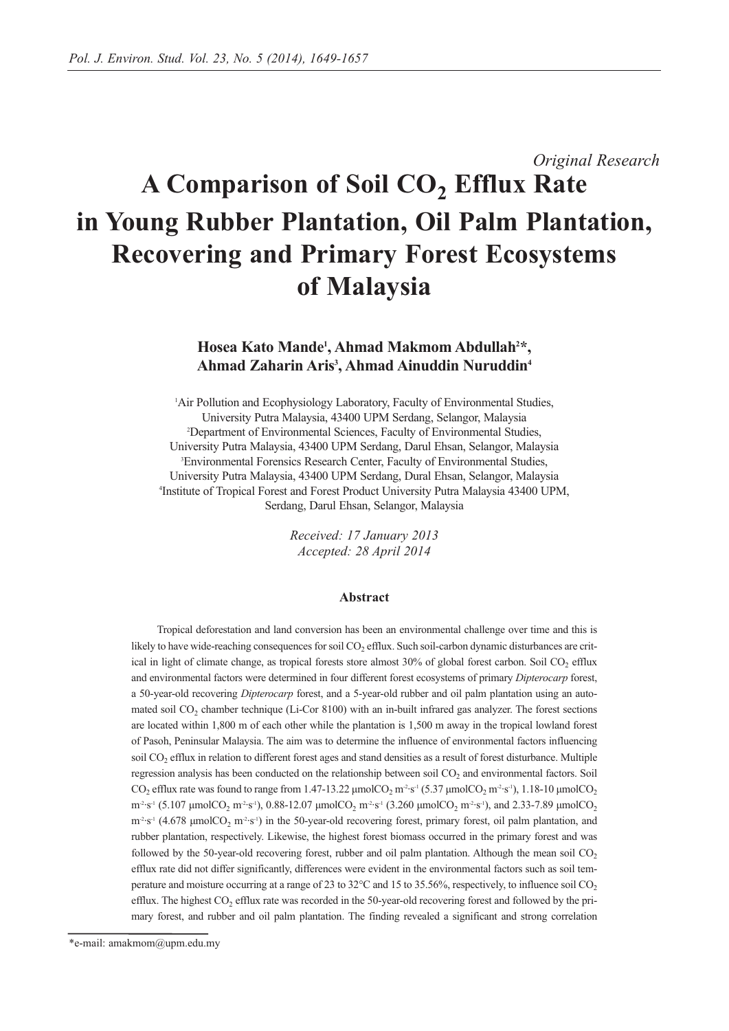*Original Research*

# A Comparison of Soil $CO_2$ Efflux Rate in Young Rubber Plantation, Oil Palm Plantation, Recovering and Primary Forest Ecosystems of Malaysia

**Hosea Kato Mande[1], Ahmad Makmom Abdullah[2]\*, Ahmad Zaharin Aris[3], Ahmad Ainuddin Nuruddin[4]**

[1]Air Pollution and Ecophysiology Laboratory, Faculty of Environmental Studies, University Putra Malaysia, 43400 UPM Serdang, Selangor, Malaysia
[2]Department of Environmental Sciences, Faculty of Environmental Studies, University Putra Malaysia, 43400 UPM Serdang, Darul Ehsan, Selangor, Malaysia
[3]Environmental Forensics Research Center, Faculty of Environmental Studies, University Putra Malaysia, 43400 UPM Serdang, Dural Ehsan, Selangor, Malaysia
[4]Institute of Tropical Forest and Forest Product University Putra Malaysia 43400 UPM, Serdang, Darul Ehsan, Selangor, Malaysia

*Received: 17 January 2013*
*Accepted: 28 April 2014*

## Abstract

Tropical deforestation and land conversion has been an environmental challenge over time and this is likely to have wide-reaching consequences for soil $CO_2$ efflux. Such soil-carbon dynamic disturbances are critical in light of climate change, as tropical forests store almost 30% of global forest carbon. Soil $CO_2$ efflux and environmental factors were determined in four different forest ecosystems of primary *Dipterocarp* forest, a 50-year-old recovering *Dipterocarp* forest, and a 5-year-old rubber and oil palm plantation using an automated soil $CO_2$ chamber technique (Li-Cor 8100) with an in-built infrared gas analyzer. The forest sections are located within 1,800 m of each other while the plantation is 1,500 m away in the tropical lowland forest of Pasoh, Peninsular Malaysia. The aim was to determine the influence of environmental factors influencing soil $CO_2$ efflux in relation to different forest ages and stand densities as a result of forest disturbance. Multiple regression analysis has been conducted on the relationship between soil $CO_2$ and environmental factors. Soil $CO_2$ efflux rate was found to range from 1.47-13.22 μmol$CO_2$ $m^{-2}{\cdot}s^{-1}$ (5.37 μmol$CO_2$ $m^{-2}{\cdot}s^{-1}$), 1.18-10 μmol$CO_2$ $m^{-2}{\cdot}s^{-1}$ (5.107 μmol$CO_2$ $m^{-2}{\cdot}s^{-1}$), 0.88-12.07 μmol$CO_2$ $m^{-2}{\cdot}s^{-1}$ (3.260 μmol$CO_2$ $m^{-2}{\cdot}s^{-1}$), and 2.33-7.89 μmol$CO_2$ $m^{-2}{\cdot}s^{-1}$ (4.678 μmol$CO_2$ $m^{-2}{\cdot}s^{-1}$) in the 50-year-old recovering forest, primary forest, oil palm plantation, and rubber plantation, respectively. Likewise, the highest forest biomass occurred in the primary forest and was followed by the 50-year-old recovering forest, rubber and oil palm plantation. Although the mean soil $CO_2$ efflux rate did not differ significantly, differences were evident in the environmental factors such as soil temperature and moisture occurring at a range of 23 to 32°C and 15 to 35.56%, respectively, to influence soil $CO_2$ efflux. The highest $CO_2$ efflux rate was recorded in the 50-year-old recovering forest and followed by the primary forest, and rubber and oil palm plantation. The finding revealed a significant and strong correlation

\*e-mail: amakmom@upm.edu.my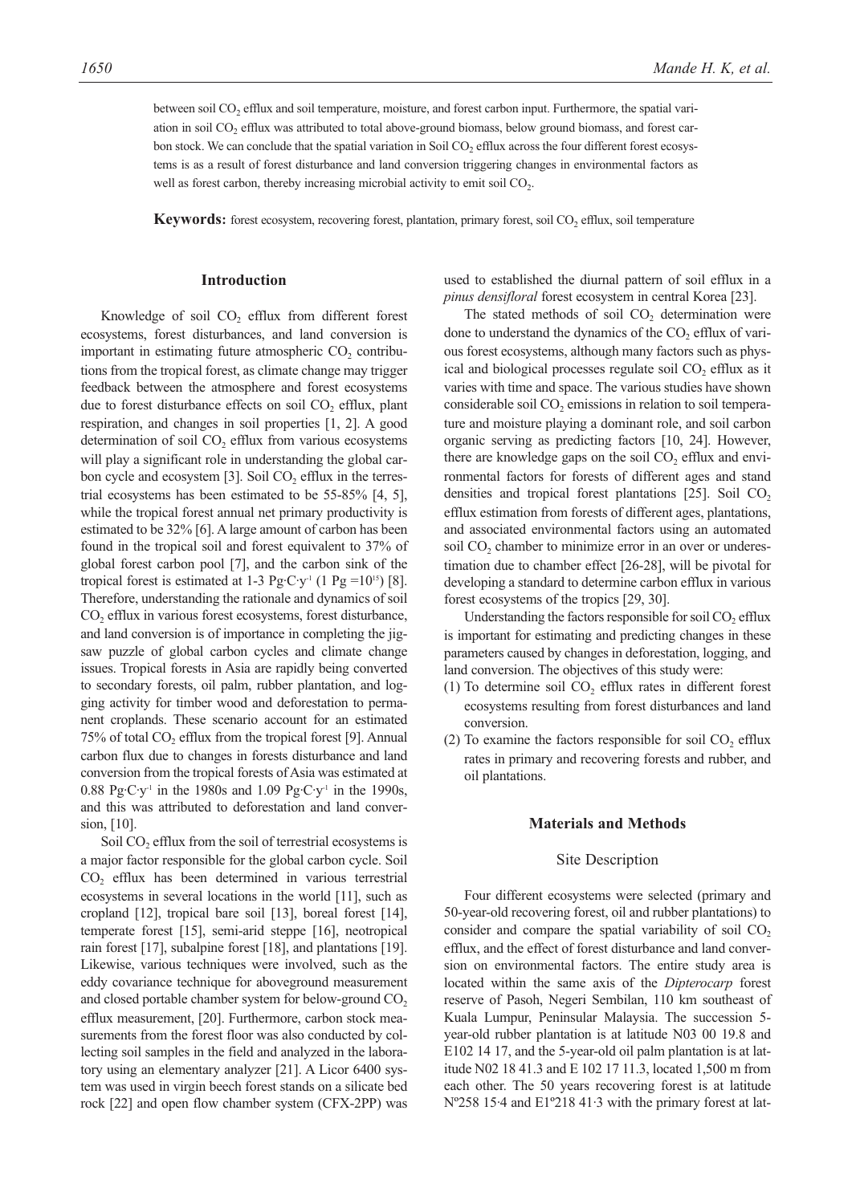between soil $CO_2$ efflux and soil temperature, moisture, and forest carbon input. Furthermore, the spatial variation in soil $CO_2$ efflux was attributed to total above-ground biomass, below ground biomass, and forest carbon stock. We can conclude that the spatial variation in Soil $CO_2$ efflux across the four different forest ecosystems is as a result of forest disturbance and land conversion triggering changes in environmental factors as well as forest carbon, thereby increasing microbial activity to emit soil $CO_2$.

**Keywords:** forest ecosystem, recovering forest, plantation, primary forest, soil $CO_2$ efflux, soil temperature

## Introduction

Knowledge of soil $CO_2$ efflux from different forest ecosystems, forest disturbances, and land conversion is important in estimating future atmospheric $CO_2$ contributions from the tropical forest, as climate change may trigger feedback between the atmosphere and forest ecosystems due to forest disturbance effects on soil $CO_2$ efflux, plant respiration, and changes in soil properties [1, 2]. A good determination of soil $CO_2$ efflux from various ecosystems will play a significant role in understanding the global carbon cycle and ecosystem [3]. Soil $CO_2$ efflux in the terrestrial ecosystems has been estimated to be 55-85% [4, 5], while the tropical forest annual net primary productivity is estimated to be 32% [6]. A large amount of carbon has been found in the tropical soil and forest equivalent to 37% of global forest carbon pool [7], and the carbon sink of the tropical forest is estimated at 1-3 $Pg{\cdot}C{\cdot}y^{-1}$ (1 Pg $=10^{15}$) [8]. Therefore, understanding the rationale and dynamics of soil $CO_2$ efflux in various forest ecosystems, forest disturbance, and land conversion is of importance in completing the jigsaw puzzle of global carbon cycles and climate change issues. Tropical forests in Asia are rapidly being converted to secondary forests, oil palm, rubber plantation, and logging activity for timber wood and deforestation to permanent croplands. These scenario account for an estimated 75% of total $CO_2$ efflux from the tropical forest [9]. Annual carbon flux due to changes in forests disturbance and land conversion from the tropical forests of Asia was estimated at 0.88 $Pg{\cdot}C{\cdot}y^{-1}$ in the 1980s and 1.09 $Pg{\cdot}C{\cdot}y^{-1}$ in the 1990s, and this was attributed to deforestation and land conversion, [10].

Soil $CO_2$ efflux from the soil of terrestrial ecosystems is a major factor responsible for the global carbon cycle. Soil $CO_2$ efflux has been determined in various terrestrial ecosystems in several locations in the world [11], such as cropland [12], tropical bare soil [13], boreal forest [14], temperate forest [15], semi-arid steppe [16], neotropical rain forest [17], subalpine forest [18], and plantations [19]. Likewise, various techniques were involved, such as the eddy covariance technique for aboveground measurement and closed portable chamber system for below-ground $CO_2$ efflux measurement, [20]. Furthermore, carbon stock measurements from the forest floor was also conducted by collecting soil samples in the field and analyzed in the laboratory using an elementary analyzer [21]. A Licor 6400 system was used in virgin beech forest stands on a silicate bed rock [22] and open flow chamber system (CFX-2PP) was used to established the diurnal pattern of soil efflux in a *pinus densifloral* forest ecosystem in central Korea [23].

The stated methods of soil $CO_2$ determination were done to understand the dynamics of the $CO_2$ efflux of various forest ecosystems, although many factors such as physical and biological processes regulate soil $CO_2$ efflux as it varies with time and space. The various studies have shown considerable soil $CO_2$ emissions in relation to soil temperature and moisture playing a dominant role, and soil carbon organic serving as predicting factors [10, 24]. However, there are knowledge gaps on the soil $CO_2$ efflux and environmental factors for forests of different ages and stand densities and tropical forest plantations [25]. Soil $CO_2$ efflux estimation from forests of different ages, plantations, and associated environmental factors using an automated soil $CO_2$ chamber to minimize error in an over or underestimation due to chamber effect [26-28], will be pivotal for developing a standard to determine carbon efflux in various forest ecosystems of the tropics [29, 30].

Understanding the factors responsible for soil $CO_2$ efflux is important for estimating and predicting changes in these parameters caused by changes in deforestation, logging, and land conversion. The objectives of this study were:

(1) To determine soil $CO_2$ efflux rates in different forest ecosystems resulting from forest disturbances and land conversion.
(2) To examine the factors responsible for soil $CO_2$ efflux rates in primary and recovering forests and rubber, and oil plantations.

## Materials and Methods

### Site Description

Four different ecosystems were selected (primary and 50-year-old recovering forest, oil and rubber plantations) to consider and compare the spatial variability of soil $CO_2$ efflux, and the effect of forest disturbance and land conversion on environmental factors. The entire study area is located within the same axis of the *Dipterocarp* forest reserve of Pasoh, Negeri Sembilan, 110 km southeast of Kuala Lumpur, Peninsular Malaysia. The succession 5-year-old rubber plantation is at latitude N03 00 19.8 and E102 14 17, and the 5-year-old oil palm plantation is at latitude N02 18 41.3 and E 102 17 11.3, located 1,500 m from each other. The 50 years recovering forest is at latitude Nº258 15·4 and E1º218 41·3 with the primary forest at lat-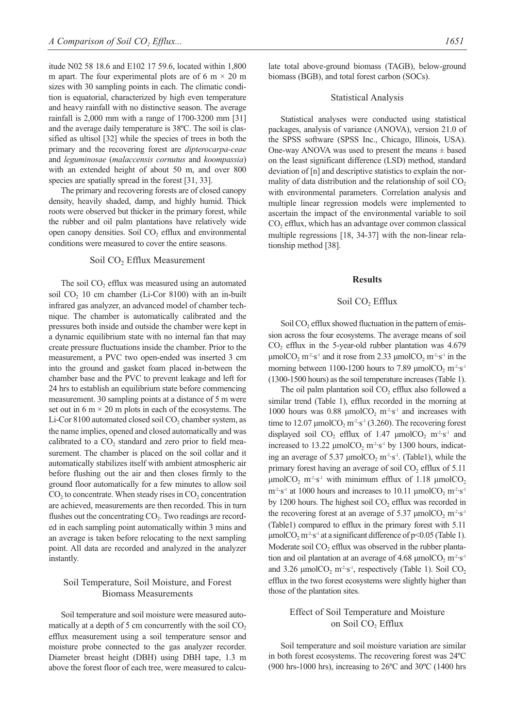itude N02 58 18.6 and E102 17 59.6, located within 1,800 m apart. The four experimental plots are of 6 m × 20 m sizes with 30 sampling points in each. The climatic condition is equatorial, characterized by high even temperature and heavy rainfall with no distinctive season. The average rainfall is 2,000 mm with a range of 1700-3200 mm [31] and the average daily temperature is 38ºC. The soil is classified as ultisol [32] while the species of trees in both the primary and the recovering forest are *dipterocarpa-ceae* and *leguminosae* (*malaccensis cornutus* and *koompassia*) with an extended height of about 50 m, and over 800 species are spatially spread in the forest [31, 33].

The primary and recovering forests are of closed canopy density, heavily shaded, damp, and highly humid. Thick roots were observed but thicker in the primary forest, while the rubber and oil palm plantations have relatively wide open canopy densities. Soil $CO_2$ efflux and environmental conditions were measured to cover the entire seasons.

### Soil $CO_2$ Efflux Measurement

The soil $CO_2$ efflux was measured using an automated soil $CO_2$ 10 cm chamber (Li-Cor 8100) with an in-built infrared gas analyzer, an advanced model of chamber technique. The chamber is automatically calibrated and the pressures both inside and outside the chamber were kept in a dynamic equilibrium state with no internal fan that may create pressure fluctuations inside the chamber. Prior to the measurement, a PVC two open-ended was inserted 3 cm into the ground and gasket foam placed in-between the chamber base and the PVC to prevent leakage and left for 24 hrs to establish an equilibrium state before commencing measurement. 30 sampling points at a distance of 5 m were set out in 6 m × 20 m plots in each of the ecosystems. The Li-Cor 8100 automated closed soil $CO_2$ chamber system, as the name implies, opened and closed automatically and was calibrated to a $CO_2$ standard and zero prior to field measurement. The chamber is placed on the soil collar and it automatically stabilizes itself with ambient atmospheric air before flushing out the air and then closes firmly to the ground floor automatically for a few minutes to allow soil $CO_2$ to concentrate. When steady rises in $CO_2$ concentration are achieved, measurements are then recorded. This in turn flushes out the concentrating $CO_2$. Two readings are recorded in each sampling point automatically within 3 mins and an average is taken before relocating to the next sampling point. All data are recorded and analyzed in the analyzer instantly.

### Soil Temperature, Soil Moisture, and Forest Biomass Measurements

Soil temperature and soil moisture were measured automatically at a depth of 5 cm concurrently with the soil $CO_2$ efflux measurement using a soil temperature sensor and moisture probe connected to the gas analyzer recorder. Diameter breast height (DBH) using DBH tape, 1.3 m above the forest floor of each tree, were measured to calculate total above-ground biomass (TAGB), below-ground biomass (BGB), and total forest carbon (SOCs).

### Statistical Analysis

Statistical analyses were conducted using statistical packages, analysis of variance (ANOVA), version 21.0 of the SPSS software (SPSS Inc., Chicago, Illinois, USA). One-way ANOVA was used to present the means ± based on the least significant difference (LSD) method, standard deviation of [n] and descriptive statistics to explain the normality of data distribution and the relationship of soil $CO_2$ with environmental parameters. Correlation analysis and multiple linear regression models were implemented to ascertain the impact of the environmental variable to soil $CO_2$ efflux, which has an advantage over common classical multiple regressions [18, 34-37] with the non-linear relationship method [38].

## Results

### Soil $CO_2$ Efflux

Soil $CO_2$ efflux showed fluctuation in the pattern of emission across the four ecosystems. The average means of soil $CO_2$ efflux in the 5-year-old rubber plantation was 4.679 $\mu molCO_2\ m^{-2} \cdot s^{-1}$ and it rose from 2.33 $\mu molCO_2\ m^{-2} \cdot s^{-1}$ in the morning between 1100-1200 hours to 7.89 $\mu molCO_2\ m^{-2} \cdot s^{-1}$ (1300-1500 hours) as the soil temperature increases (Table 1).

The oil palm plantation soil $CO_2$ efflux also followed a similar trend (Table 1), efflux recorded in the morning at 1000 hours was 0.88 $\mu molCO_2\ m^{-2} \cdot s^{-1}$ and increases with time to 12.07 $\mu molCO_2\ m^{-2} \cdot s^{-1}$ (3.260). The recovering forest displayed soil $CO_2$ efflux of 1.47 $\mu molCO_2\ m^{-2} \cdot s^{-1}$ and increased to 13.22 $\mu molCO_2\ m^{-2} \cdot s^{-1}$ by 1300 hours, indicating an average of 5.37 $\mu molCO_2\ m^{-2} \cdot s^{-1}$. (Table1), while the primary forest having an average of soil $CO_2$ efflux of 5.11 $\mu molCO_2\ m^{-2} \cdot s^{-1}$ with minimum efflux of 1.18 $\mu molCO_2\ m^{-2} \cdot s^{-1}$ at 1000 hours and increases to 10.11 $\mu molCO_2\ m^{-2} \cdot s^{-1}$ by 1200 hours. The highest soil $CO_2$ efflux was recorded in the recovering forest at an average of 5.37 $\mu molCO_2\ m^{-2} \cdot s^{-1}$ (Table1) compared to efflux in the primary forest with 5.11 $\mu molCO_2\ m^{-2} \cdot s^{-1}$ at a significant difference of $p<0.05$ (Table 1). Moderate soil $CO_2$ efflux was observed in the rubber plantation and oil plantation at an average of 4.68 $\mu molCO_2\ m^{-2} \cdot s^{-1}$ and 3.26 $\mu molCO_2\ m^{-2} \cdot s^{-1}$, respectively (Table 1). Soil $CO_2$ efflux in the two forest ecosystems were slightly higher than those of the plantation sites.

### Effect of Soil Temperature and Moisture on Soil $CO_2$ Efflux

Soil temperature and soil moisture variation are similar in both forest ecosystems. The recovering forest was 24ºC (900 hrs-1000 hrs), increasing to 26ºC and 30ºC (1400 hrs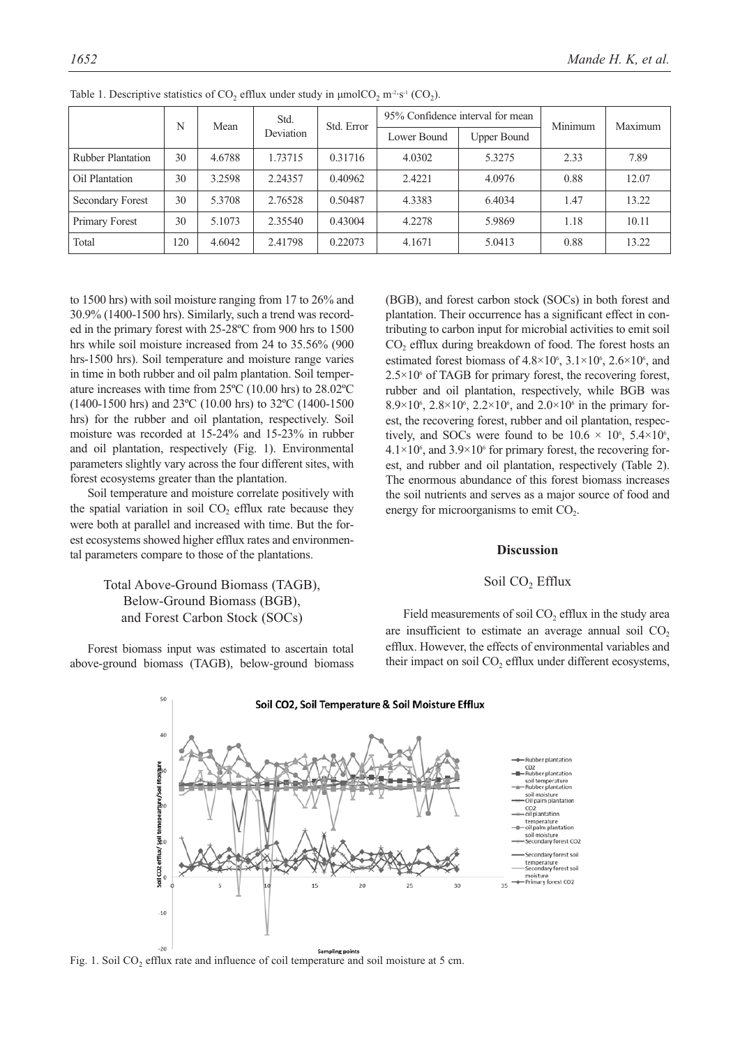Table 1. Descriptive statistics of $CO_2$ efflux under study in $\mu molCO_2\ m^{-2}\cdot s^{-1}$ ($CO_2$).

| | N | Mean | Std. Deviation | Std. Error | 95% Confidence interval for mean | | Minimum | Maximum |
|---|---|---|---|---|---|---|---|---|
| | | | | | Lower Bound | Upper Bound | | |
| Rubber Plantation | 30 | 4.6788 | 1.73715 | 0.31716 | 4.0302 | 5.3275 | 2.33 | 7.89 |
| Oil Plantation | 30 | 3.2598 | 2.24357 | 0.40962 | 2.4221 | 4.0976 | 0.88 | 12.07 |
| Secondary Forest | 30 | 5.3708 | 2.76528 | 0.50487 | 4.3383 | 6.4034 | 1.47 | 13.22 |
| Primary Forest | 30 | 5.1073 | 2.35540 | 0.43004 | 4.2278 | 5.9869 | 1.18 | 10.11 |
| Total | 120 | 4.6042 | 2.41798 | 0.22073 | 4.1671 | 5.0413 | 0.88 | 13.22 |

to 1500 hrs) with soil moisture ranging from 17 to 26% and 30.9% (1400-1500 hrs). Similarly, such a trend was recorded in the primary forest with 25-28ºC from 900 hrs to 1500 hrs while soil moisture increased from 24 to 35.56% (900 hrs-1500 hrs). Soil temperature and moisture range varies in time in both rubber and oil palm plantation. Soil temperature increases with time from 25ºC (10.00 hrs) to 28.02ºC (1400-1500 hrs) and 23ºC (10.00 hrs) to 32ºC (1400-1500 hrs) for the rubber and oil plantation, respectively. Soil moisture was recorded at 15-24% and 15-23% in rubber and oil plantation, respectively (Fig. 1). Environmental parameters slightly vary across the four different sites, with forest ecosystems greater than the plantation.

Soil temperature and moisture correlate positively with the spatial variation in soil $CO_2$ efflux rate because they were both at parallel and increased with time. But the forest ecosystems showed higher efflux rates and environmental parameters compare to those of the plantations.

### Total Above-Ground Biomass (TAGB), Below-Ground Biomass (BGB), and Forest Carbon Stock (SOCs)

Forest biomass input was estimated to ascertain total above-ground biomass (TAGB), below-ground biomass (BGB), and forest carbon stock (SOCs) in both forest and plantation. Their occurrence has a significant effect in contributing to carbon input for microbial activities to emit soil $CO_2$ efflux during breakdown of food. The forest hosts an estimated forest biomass of $4.8\times10^6$, $3.1\times10^6$, $2.6\times10^6$, and $2.5\times10^6$ of TAGB for primary forest, the recovering forest, rubber and oil plantation, respectively, while BGB was $8.9\times10^6$, $2.8\times10^6$, $2.2\times10^6$, and $2.0\times10^6$ in the primary forest, the recovering forest, rubber and oil plantation, respectively, and SOCs were found to be $10.6\times10^6$, $5.4\times10^6$, $4.1\times10^6$, and $3.9\times10^6$ for primary forest, the recovering forest, and rubber and oil plantation, respectively (Table 2). The enormous abundance of this forest biomass increases the soil nutrients and serves as a major source of food and energy for microorganisms to emit $CO_2$.

## Discussion

### Soil $CO_2$ Efflux

Field measurements of soil $CO_2$ efflux in the study area are insufficient to estimate an average annual soil $CO_2$ efflux. However, the effects of environmental variables and their impact on soil $CO_2$ efflux under different ecosystems,

Fig. 1. Soil $CO_2$ efflux rate and influence of coil temperature and soil moisture at 5 cm.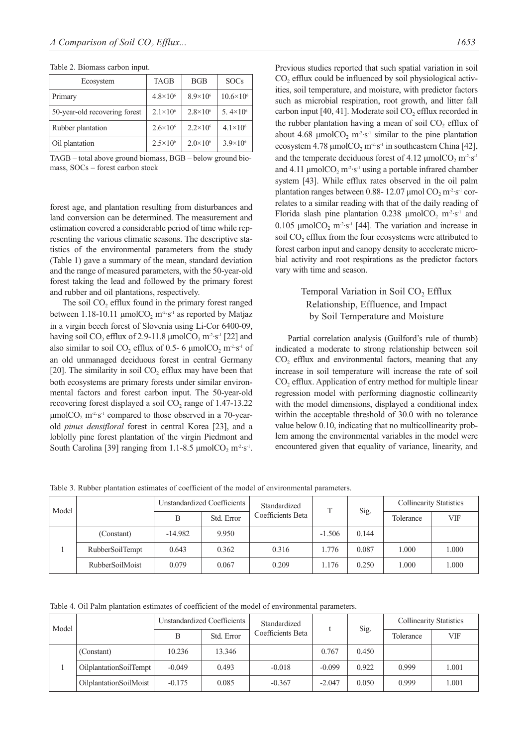Table 2. Biomass carbon input.

| Ecosystem | TAGB | BGB | SOCs |
|---|---|---|---|
| Primary | $4.8\times10^6$ | $8.9\times10^6$ | $10.6\times10^6$ |
| 50-year-old recovering forest | $2.1\times10^6$ | $2.8\times10^6$ | $5. 4\times10^6$ |
| Rubber plantation | $2.6\times10^6$ | $2.2\times10^6$ | $4.1\times10^6$ |
| Oil plantation | $2.5\times10^6$ | $2.0\times10^6$ | $3.9\times10^6$ |

TAGB – total above ground biomass, BGB – below ground biomass, SOCs – forest carbon stock

forest age, and plantation resulting from disturbances and land conversion can be determined. The measurement and estimation covered a considerable period of time while representing the various climatic seasons. The descriptive statistics of the environmental parameters from the study (Table 1) gave a summary of the mean, standard deviation and the range of measured parameters, with the 50-year-old forest taking the lead and followed by the primary forest and rubber and oil plantations, respectively.

The soil $CO_2$ efflux found in the primary forest ranged between 1.18-10.11 $\mu molCO_2\ m^{-2}\cdot s^{-1}$ as reported by Matjaz in a virgin beech forest of Slovenia using Li-Cor 6400-09, having soil $CO_2$ efflux of 2.9-11.8 $\mu molCO_2\ m^{-2}\cdot s^{-1}$ [22] and also similar to soil $CO_2$ efflux of 0.5- 6 $\mu molCO_2\ m^{-2}\cdot s^{-1}$ of an old unmanaged deciduous forest in central Germany [20]. The similarity in soil $CO_2$ efflux may have been that both ecosystems are primary forests under similar environmental factors and forest carbon input. The 50-year-old recovering forest displayed a soil $CO_2$ range of 1.47-13.22 $\mu molCO_2\ m^{-2}\cdot s^{-1}$ compared to those observed in a 70-year-old *pinus densifloral* forest in central Korea [23], and a loblolly pine forest plantation of the virgin Piedmont and South Carolina [39] ranging from 1.1-8.5 $\mu molCO_2\ m^{-2}\cdot s^{-1}$. Previous studies reported that such spatial variation in soil $CO_2$ efflux could be influenced by soil physiological activities, soil temperature, and moisture, with predictor factors such as microbial respiration, root growth, and litter fall carbon input [40, 41]. Moderate soil $CO_2$ efflux recorded in the rubber plantation having a mean of soil $CO_2$ efflux of about 4.68 $\mu molCO_2\ m^{-2}\cdot s^{-1}$ similar to the pine plantation ecosystem 4.78 $\mu molCO_2\ m^{-2}\cdot s^{-1}$ in southeastern China [42], and the temperate deciduous forest of 4.12 $\mu molCO_2\ m^{-2}\cdot s^{-1}$ and 4.11 $\mu molCO_2\ m^{-2}\cdot s^{-1}$ using a portable infrared chamber system [43]. While efflux rates observed in the oil palm plantation ranges between 0.88- 12.07 $\mu mol\ CO_2\ m^{-2}\cdot s^{-1}$ correlates to a similar reading with that of the daily reading of Florida slash pine plantation 0.238 $\mu molCO_2\ m^{-2}\cdot s^{-1}$ and 0.105 $\mu molCO_2\ m^{-2}\cdot s^{-1}$ [44]. The variation and increase in soil $CO_2$ efflux from the four ecosystems were attributed to forest carbon input and canopy density to accelerate microbial activity and root respirations as the predictor factors vary with time and season.

### Temporal Variation in Soil $CO_2$ Efflux Relationship, Effluence, and Impact by Soil Temperature and Moisture

Partial correlation analysis (Guilford's rule of thumb) indicated a moderate to strong relationship between soil $CO_2$ efflux and environmental factors, meaning that any increase in soil temperature will increase the rate of soil $CO_2$ efflux. Application of entry method for multiple linear regression model with performing diagnostic collinearity with the model dimensions, displayed a conditional index within the acceptable threshold of 30.0 with no tolerance value below 0.10, indicating that no multicollinearity problem among the environmental variables in the model were encountered given that equality of variance, linearity, and

Table 3. Rubber plantation estimates of coefficient of the model of environmental parameters.

| Model | | Unstandardized Coefficients | | Standardized Coefficients Beta | T | Sig. | Collinearity Statistics | |
|---|---|---|---|---|---|---|---|---|
| | | B | Std. Error | | | | Tolerance | VIF |
| 1 | (Constant) | -14.982 | 9.950 | | -1.506 | 0.144 | | |
| | RubberSoilTempt | 0.643 | 0.362 | 0.316 | 1.776 | 0.087 | 1.000 | 1.000 |
| | RubberSoilMoist | 0.079 | 0.067 | 0.209 | 1.176 | 0.250 | 1.000 | 1.000 |

Table 4. Oil Palm plantation estimates of coefficient of the model of environmental parameters.

| Model | | Unstandardized Coefficients | | Standardized Coefficients Beta | t | Sig. | Collinearity Statistics | |
|---|---|---|---|---|---|---|---|---|
| | | B | Std. Error | | | | Tolerance | VIF |
| 1 | (Constant) | 10.236 | 13.346 | | 0.767 | 0.450 | | |
| | OilplantationSoilTempt | -0.049 | 0.493 | -0.018 | -0.099 | 0.922 | 0.999 | 1.001 |
| | OilplantationSoilMoist | -0.175 | 0.085 | -0.367 | -2.047 | 0.050 | 0.999 | 1.001 |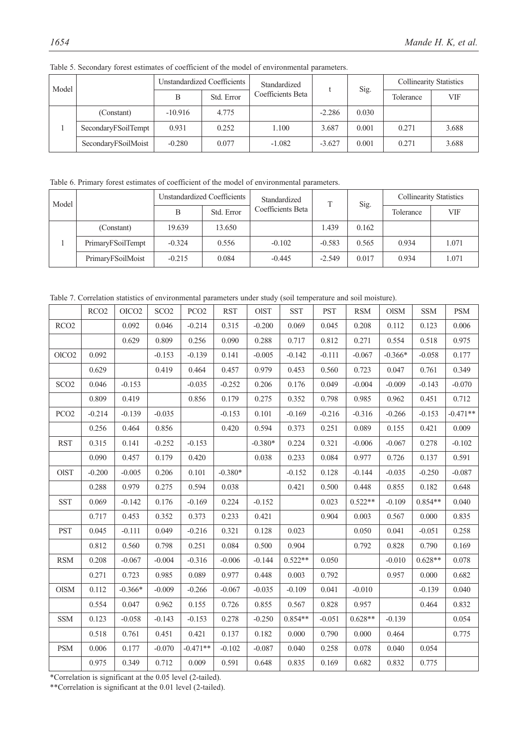Table 5. Secondary forest estimates of coefficient of the model of environmental parameters.

| Model | | Unstandardized Coefficients | | Standardized Coefficients Beta | t | Sig. | Collinearity Statistics | |
|---|---|---|---|---|---|---|---|---|
| | | B | Std. Error | | | | Tolerance | VIF |
| 1 | (Constant) | -10.916 | 4.775 | | -2.286 | 0.030 | | |
| | SecondaryFSoilTempt | 0.931 | 0.252 | 1.100 | 3.687 | 0.001 | 0.271 | 3.688 |
| | SecondaryFSoilMoist | -0.280 | 0.077 | -1.082 | -3.627 | 0.001 | 0.271 | 3.688 |

Table 6. Primary forest estimates of coefficient of the model of environmental parameters.

| Model | | Unstandardized Coefficients | | Standardized Coefficients Beta | T | Sig. | Collinearity Statistics | |
|---|---|---|---|---|---|---|---|---|
| | | B | Std. Error | | | | Tolerance | VIF |
| 1 | (Constant) | 19.639 | 13.650 | | 1.439 | 0.162 | | |
| | PrimaryFSoilTempt | -0.324 | 0.556 | -0.102 | -0.583 | 0.565 | 0.934 | 1.071 |
| | PrimaryFSoilMoist | -0.215 | 0.084 | -0.445 | -2.549 | 0.017 | 0.934 | 1.071 |

Table 7. Correlation statistics of environmental parameters under study (soil temperature and soil moisture).

| | RCO2 | OlCO2 | SCO2 | PCO2 | RST | OlST | SST | PST | RSM | OlSM | SSM | PSM |
|---|---|---|---|---|---|---|---|---|---|---|---|---|
| RCO2 | | 0.092 | 0.046 | -0.214 | 0.315 | -0.200 | 0.069 | 0.045 | 0.208 | 0.112 | 0.123 | 0.006 |
| | | 0.629 | 0.809 | 0.256 | 0.090 | 0.288 | 0.717 | 0.812 | 0.271 | 0.554 | 0.518 | 0.975 |
| OlCO2 | 0.092 | | -0.153 | -0.139 | 0.141 | -0.005 | -0.142 | -0.111 | -0.067 | -0.366* | -0.058 | 0.177 |
| | 0.629 | | 0.419 | 0.464 | 0.457 | 0.979 | 0.453 | 0.560 | 0.723 | 0.047 | 0.761 | 0.349 |
| SCO2 | 0.046 | -0.153 | | -0.035 | -0.252 | 0.206 | 0.176 | 0.049 | -0.004 | -0.009 | -0.143 | -0.070 |
| | 0.809 | 0.419 | | 0.856 | 0.179 | 0.275 | 0.352 | 0.798 | 0.985 | 0.962 | 0.451 | 0.712 |
| PCO2 | -0.214 | -0.139 | -0.035 | | -0.153 | 0.101 | -0.169 | -0.216 | -0.316 | -0.266 | -0.153 | -0.471** |
| | 0.256 | 0.464 | 0.856 | | 0.420 | 0.594 | 0.373 | 0.251 | 0.089 | 0.155 | 0.421 | 0.009 |
| RST | 0.315 | 0.141 | -0.252 | -0.153 | | -0.380* | 0.224 | 0.321 | -0.006 | -0.067 | 0.278 | -0.102 |
| | 0.090 | 0.457 | 0.179 | 0.420 | | 0.038 | 0.233 | 0.084 | 0.977 | 0.726 | 0.137 | 0.591 |
| OlST | -0.200 | -0.005 | 0.206 | 0.101 | -0.380* | | -0.152 | 0.128 | -0.144 | -0.035 | -0.250 | -0.087 |
| | 0.288 | 0.979 | 0.275 | 0.594 | 0.038 | | 0.421 | 0.500 | 0.448 | 0.855 | 0.182 | 0.648 |
| SST | 0.069 | -0.142 | 0.176 | -0.169 | 0.224 | -0.152 | | 0.023 | 0.522** | -0.109 | 0.854** | 0.040 |
| | 0.717 | 0.453 | 0.352 | 0.373 | 0.233 | 0.421 | | 0.904 | 0.003 | 0.567 | 0.000 | 0.835 |
| PST | 0.045 | -0.111 | 0.049 | -0.216 | 0.321 | 0.128 | 0.023 | | 0.050 | 0.041 | -0.051 | 0.258 |
| | 0.812 | 0.560 | 0.798 | 0.251 | 0.084 | 0.500 | 0.904 | | 0.792 | 0.828 | 0.790 | 0.169 |
| RSM | 0.208 | -0.067 | -0.004 | -0.316 | -0.006 | -0.144 | 0.522** | 0.050 | | -0.010 | 0.628** | 0.078 |
| | 0.271 | 0.723 | 0.985 | 0.089 | 0.977 | 0.448 | 0.003 | 0.792 | | 0.957 | 0.000 | 0.682 |
| OlSM | 0.112 | -0.366* | -0.009 | -0.266 | -0.067 | -0.035 | -0.109 | 0.041 | -0.010 | | -0.139 | 0.040 |
| | 0.554 | 0.047 | 0.962 | 0.155 | 0.726 | 0.855 | 0.567 | 0.828 | 0.957 | | 0.464 | 0.832 |
| SSM | 0.123 | -0.058 | -0.143 | -0.153 | 0.278 | -0.250 | 0.854** | -0.051 | 0.628** | -0.139 | | 0.054 |
| | 0.518 | 0.761 | 0.451 | 0.421 | 0.137 | 0.182 | 0.000 | 0.790 | 0.000 | 0.464 | | 0.775 |
| PSM | 0.006 | 0.177 | -0.070 | -0.471** | -0.102 | -0.087 | 0.040 | 0.258 | 0.078 | 0.040 | 0.054 | |
| | 0.975 | 0.349 | 0.712 | 0.009 | 0.591 | 0.648 | 0.835 | 0.169 | 0.682 | 0.832 | 0.775 | |

*Correlation is significant at the 0.05 level (2-tailed).

**Correlation is significant at the 0.01 level (2-tailed).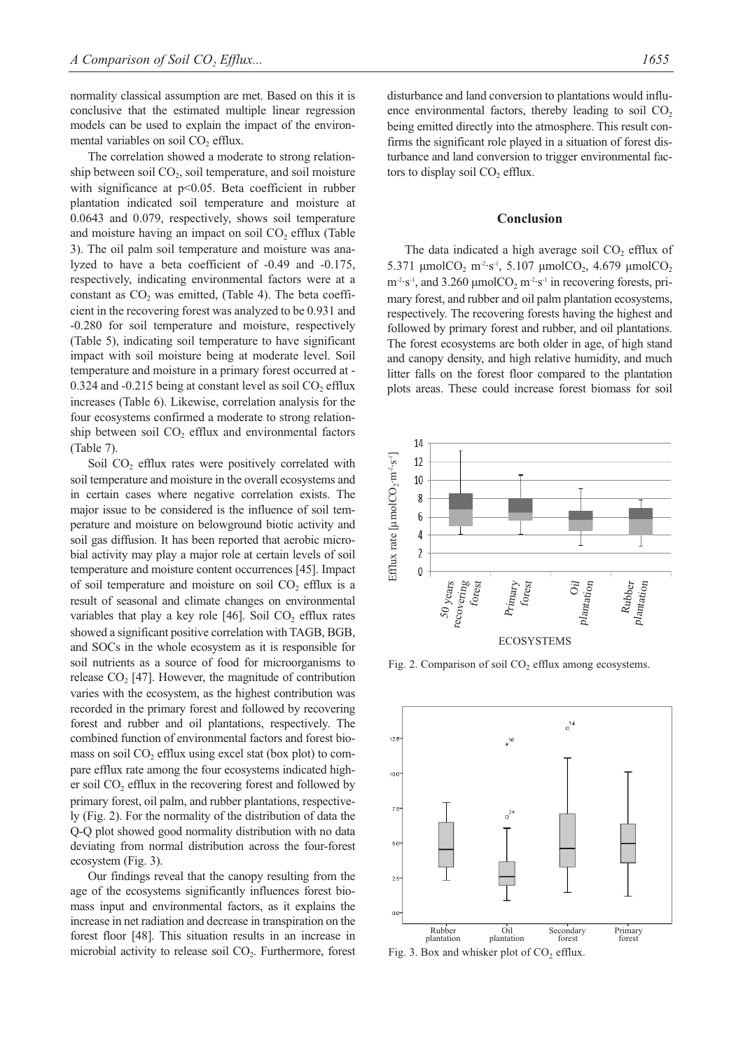normality classical assumption are met. Based on this it is conclusive that the estimated multiple linear regression models can be used to explain the impact of the environmental variables on soil $CO_2$ efflux.

The correlation showed a moderate to strong relationship between soil $CO_2$, soil temperature, and soil moisture with significance at $p<0.05$. Beta coefficient in rubber plantation indicated soil temperature and moisture at 0.0643 and 0.079, respectively, shows soil temperature and moisture having an impact on soil $CO_2$ efflux (Table 3). The oil palm soil temperature and moisture was analyzed to have a beta coefficient of -0.49 and -0.175, respectively, indicating environmental factors were at a constant as $CO_2$ was emitted, (Table 4). The beta coefficient in the recovering forest was analyzed to be 0.931 and -0.280 for soil temperature and moisture, respectively (Table 5), indicating soil temperature to have significant impact with soil moisture being at moderate level. Soil temperature and moisture in a primary forest occurred at -0.324 and -0.215 being at constant level as soil $CO_2$ efflux increases (Table 6). Likewise, correlation analysis for the four ecosystems confirmed a moderate to strong relationship between soil $CO_2$ efflux and environmental factors (Table 7).

Soil $CO_2$ efflux rates were positively correlated with soil temperature and moisture in the overall ecosystems and in certain cases where negative correlation exists. The major issue to be considered is the influence of soil temperature and moisture on belowground biotic activity and soil gas diffusion. It has been reported that aerobic microbial activity may play a major role at certain levels of soil temperature and moisture content occurrences [45]. Impact of soil temperature and moisture on soil $CO_2$ efflux is a result of seasonal and climate changes on environmental variables that play a key role [46]. Soil $CO_2$ efflux rates showed a significant positive correlation with TAGB, BGB, and SOCs in the whole ecosystem as it is responsible for soil nutrients as a source of food for microorganisms to release $CO_2$ [47]. However, the magnitude of contribution varies with the ecosystem, as the highest contribution was recorded in the primary forest and followed by recovering forest and rubber and oil plantations, respectively. The combined function of environmental factors and forest biomass on soil $CO_2$ efflux using excel stat (box plot) to compare efflux rate among the four ecosystems indicated higher soil $CO_2$ efflux in the recovering forest and followed by primary forest, oil palm, and rubber plantations, respectively (Fig. 2). For the normality of the distribution of data the Q-Q plot showed good normality distribution with no data deviating from normal distribution across the four-forest ecosystem (Fig. 3).

Our findings reveal that the canopy resulting from the age of the ecosystems significantly influences forest biomass input and environmental factors, as it explains the increase in net radiation and decrease in transpiration on the forest floor [48]. This situation results in an increase in microbial activity to release soil $CO_2$. Furthermore, forest disturbance and land conversion to plantations would influence environmental factors, thereby leading to soil $CO_2$ being emitted directly into the atmosphere. This result confirms the significant role played in a situation of forest disturbance and land conversion to trigger environmental factors to display soil $CO_2$ efflux.

## Conclusion

The data indicated a high average soil $CO_2$ efflux of 5.371 $\mu molCO_2\ m^{-2}\cdot s^{-1}$, 5.107 $\mu molCO_2$, 4.679 $\mu molCO_2\ m^{-2}\cdot s^{-1}$, and 3.260 $\mu molCO_2\ m^{-2}\cdot s^{-1}$ in recovering forests, primary forest, and rubber and oil palm plantation ecosystems, respectively. The recovering forests having the highest and followed by primary forest and rubber, and oil plantations. The forest ecosystems are both older in age, of high stand and canopy density, and high relative humidity, and much litter falls on the forest floor compared to the plantation plots areas. These could increase forest biomass for soil

Fig. 2. Comparison of soil $CO_2$ efflux among ecosystems.

Fig. 3. Box and whisker plot of $CO_2$ efflux.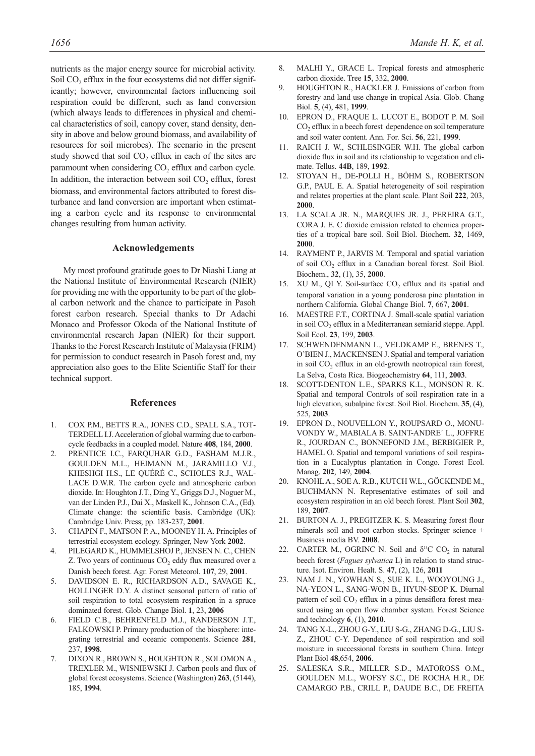nutrients as the major energy source for microbial activity. Soil $CO_2$ efflux in the four ecosystems did not differ significantly; however, environmental factors influencing soil respiration could be different, such as land conversion (which always leads to differences in physical and chemical characteristics of soil, canopy cover, stand density, density in above and below ground biomass, and availability of resources for soil microbes). The scenario in the present study showed that soil $CO_2$ efflux in each of the sites are paramount when considering $CO_2$ efflux and carbon cycle. In addition, the interaction between soil $CO_2$ efflux, forest biomass, and environmental factors attributed to forest disturbance and land conversion are important when estimating a carbon cycle and its response to environmental changes resulting from human activity.

## Acknowledgements

My most profound gratitude goes to Dr Niashi Liang at the National Institute of Environmental Research (NIER) for providing me with the opportunity to be part of the global carbon network and the chance to participate in Pasoh forest carbon research. Special thanks to Dr Adachi Monaco and Professor Okoda of the National Institute of environmental research Japan (NIER) for their support. Thanks to the Forest Research Institute of Malaysia (FRIM) for permission to conduct research in Pasoh forest and, my appreciation also goes to the Elite Scientific Staff for their technical support.

## References

1. COX P.M., BETTS R.A., JONES C.D., SPALL S.A., TOTTERDELL I.J. Acceleration of global warming due to carbon-cycle feedbacks in a coupled model. Nature **408**, 184, **2000**.
2. PRENTICE I.C., FARQUHAR G.D., FASHAM M.J.R., GOULDEN M.L., HEIMANN M., JARAMILLO V.J., KHESHGI H.S., LE QUÉRÉ C., SCHOLES R.J., WALLACE D.W.R. The carbon cycle and atmospheric carbon dioxide. In: Houghton J.T., Ding Y., Griggs D.J., Noguer M., van der Linden P.J., Dai X., Maskell K., Johnson C.A., (Ed). Climate change: the scientific basis. Cambridge (UK): Cambridge Univ. Press; pp. 183-237, **2001**.
3. CHAPIN F., MATSON P. A., MOONEY H. A. Principles of terrestrial ecosystem ecology. Springer, New York **2002**.
4. PILEGARD K., HUMMELSHOJ P., JENSEN N. C., CHEN Z. Two years of continuous $CO_2$ eddy flux measured over a Danish beech forest. Agr. Forest Meteorol. **107**, 29, **2001**.
5. DAVIDSON E. R., RICHARDSON A.D., SAVAGE K., HOLLINGER D.Y. A distinct seasonal pattern of ratio of soil respiration to total ecosystem respiration in a spruce dominated forest. Glob. Change Biol. **1**, 23, **2006**
6. FIELD C.B., BEHRENFELD M.J., RANDERSON J.T., FALKOWSKI P. Primary production of the biosphere: integrating terrestrial and oceanic components. Science **281**, 237, **1998**.
7. DIXON R., BROWN S., HOUGHTON R., SOLOMON A., TREXLER M., WISNIEWSKI J. Carbon pools and flux of global forest ecosystems. Science (Washington) **263**, (5144), 185, **1994**.
8. MALHI Y., GRACE L. Tropical forests and atmospheric carbon dioxide. Tree **15**, 332, **2000**.
9. HOUGHTON R., HACKLER J. Emissions of carbon from forestry and land use change in tropical Asia. Glob. Chang Biol. **5**, (4), 481, **1999**.
10. EPRON D., FRAQUE L. LUCOT E., BODOT P. M. Soil $CO_2$ efflux in a beech forest dependence on soil temperature and soil water content. Ann. For. Sci. **56**, 221, **1999**.
11. RAICH J. W., SCHLESINGER W.H. The global carbon dioxide flux in soil and its relationship to vegetation and climate. Tellus. **44B**, 189, **1992**.
12. STOYAN H., DE-POLLI H., BÖHM S., ROBERTSON G.P., PAUL E. A. Spatial heterogeneity of soil respiration and relates properties at the plant scale. Plant Soil **222**, 203, **2000**.
13. LA SCALA JR. N., MARQUES JR. J., PEREIRA G.T., CORA J. E. C dioxide emission related to chemica properties of a tropical bare soil. Soil Biol. Biochem. **32**, 1469, **2000**.
14. RAYMENT P., JARVIS M. Temporal and spatial variation of soil $CO_2$ efflux in a Canadian boreal forest. Soil Biol. Biochem., **32**, (1), 35, **2000**.
15. XU M., QI Y. Soil-surface $CO_2$ efflux and its spatial and temporal variation in a young ponderosa pine plantation in northern California. Global Change Biol. **7**, 667, **2001**.
16. MAESTRE F.T., CORTINA J. Small-scale spatial variation in soil $CO_2$ efflux in a Mediterranean semiarid steppe. Appl. Soil Ecol. **23**, 199, **2003**.
17. SCHWENDENMANN L., VELDKAMP E., BRENES T., O'BIEN J., MACKENSEN J. Spatial and temporal variation in soil $CO_2$ efflux in an old-growth neotropical rain forest, La Selva, Costa Rica. Biogeochemistry **64**, 111, **2003**.
18. SCOTT-DENTON L.E., SPARKS K.L., MONSON R. K. Spatial and temporal Controls of soil respiration rate in a high elevation, subalpine forest. Soil Biol. Biochem. **35**, (4), 525, **2003**.
19. EPRON D., NOUVELLON Y., ROUPSARD O., MONUVONDY W., MABIALA B. SAINT-ANDRE´ L., JOFFRE R., JOURDAN C., BONNEFOND J.M., BERBIGIER P., HAMEL O. Spatial and temporal variations of soil respiration in a Eucalyptus plantation in Congo. Forest Ecol. Manag. **202**, 149, **2004**.
20. KNOHL A., SOE A. R.B., KUTCH W.L., GÖCKENDE M., BUCHMANN N. Representative estimates of soil and ecosystem respiration in an old beech forest. Plant Soil **302**, 189, **2007**.
21. BURTON A. J., PREGITZER K. S. Measuring forest flour minerals soil and root carbon stocks. Springer science + Business media BV. **2008**.
22. CARTER M., OGRINC N. Soil and $\delta^{13}C$ $CO_2$ in natural beech forest (*Fagues sylvatica* L) in relation to stand structure. Isot. Environ. Healt. S. **47**, (2), 126, **2011**
23. NAM J. N., YOWHAN S., SUE K. L., WOOYOUNG J., NA-YEON L., SANG-WON B., HYUN-SEOP K. Diurnal pattern of soil $CO_2$ efflux in a pinus densiflora forest measured using an open flow chamber system. Forest Science and technology **6**, (1), **2010**.
24. TANG X-L., ZHOU G-Y., LIU S-G., ZHANG D-G., LIU S-Z., ZHOU C-Y. Dependence of soil respiration and soil moisture in successional forests in southern China. Integr Plant Biol **48**,654, **2006**.
25. SALESKA S.R., MILLER S.D., MATOROSS O.M., GOULDEN M.L., WOFSY S.C., DE ROCHA H.R., DE CAMARGO P.B., CRILL P., DAUDE B.C., DE FREITA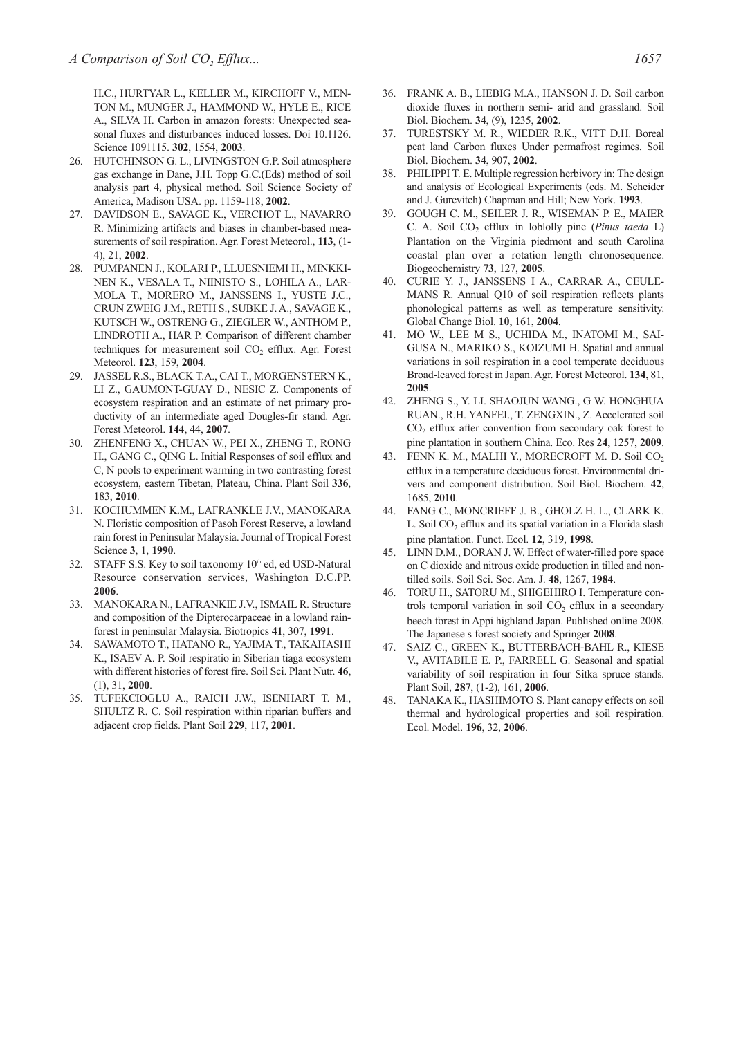H.C., HURTYAR L., KELLER M., KIRCHOFF V., MENTON M., MUNGER J., HAMMOND W., HYLE E., RICE A., SILVA H. Carbon in amazon forests: Unexpected seasonal fluxes and disturbances induced losses. Doi 10.1126. Science 1091115. **302**, 1554, **2003**.

26. HUTCHINSON G. L., LIVINGSTON G.P. Soil atmosphere gas exchange in Dane, J.H. Topp G.C.(Eds) method of soil analysis part 4, physical method. Soil Science Society of America, Madison USA. pp. 1159-118, **2002**.
27. DAVIDSON E., SAVAGE K., VERCHOT L., NAVARRO R. Minimizing artifacts and biases in chamber-based measurements of soil respiration. Agr. Forest Meteorol., **113**, (1-4), 21, **2002**.
28. PUMPANEN J., KOLARI P., LLUESNIEMI H., MINKKINEN K., VESALA T., NIINISTO S., LOHILA A., LARMOLA T., MORERO M., JANSSENS I., YUSTE J.C., CRUN ZWEIG J.M., RETH S., SUBKE J. A., SAVAGE K., KUTSCH W., OSTRENG G., ZIEGLER W., ANTHOM P., LINDROTH A., HAR P. Comparison of different chamber techniques for measurement soil $CO_2$ efflux. Agr. Forest Meteorol. **123**, 159, **2004**.
29. JASSEL R.S., BLACK T.A., CAI T., MORGENSTERN K., LI Z., GAUMONT-GUAY D., NESIC Z. Components of ecosystem respiration and an estimate of net primary productivity of an intermediate aged Dougles-fir stand. Agr. Forest Meteorol. **144**, 44, **2007**.
30. ZHENFENG X., CHUAN W., PEI X., ZHENG T., RONG H., GANG C., QING L. Initial Responses of soil efflux and C, N pools to experiment warming in two contrasting forest ecosystem, eastern Tibetan, Plateau, China. Plant Soil **336**, 183, **2010**.
31. KOCHUMMEN K.M., LAFRANKLE J.V., MANOKARA N. Floristic composition of Pasoh Forest Reserve, a lowland rain forest in Peninsular Malaysia. Journal of Tropical Forest Science **3**, 1, **1990**.
32. STAFF S.S. Key to soil taxonomy 10[th] ed, ed USD-Natural Resource conservation services, Washington D.C.PP. **2006**.
33. MANOKARA N., LAFRANKIE J.V., ISMAIL R. Structure and composition of the Dipterocarpaceae in a lowland rainforest in peninsular Malaysia. Biotropics **41**, 307, **1991**.
34. SAWAMOTO T., HATANO R., YAJIMA T., TAKAHASHI K., ISAEV A. P. Soil respiratio in Siberian tiaga ecosystem with different histories of forest fire. Soil Sci. Plant Nutr. **46**, (1), 31, **2000**.
35. TUFEKCIOGLU A., RAICH J.W., ISENHART T. M., SHULTZ R. C. Soil respiration within riparian buffers and adjacent crop fields. Plant Soil **229**, 117, **2001**.
36. FRANK A. B., LIEBIG M.A., HANSON J. D. Soil carbon dioxide fluxes in northern semi- arid and grassland. Soil Biol. Biochem. **34**, (9), 1235, **2002**.
37. TURESTSKY M. R., WIEDER R.K., VITT D.H. Boreal peat land Carbon fluxes Under permafrost regimes. Soil Biol. Biochem. **34**, 907, **2002**.
38. PHILIPPI T. E. Multiple regression herbivory in: The design and analysis of Ecological Experiments (eds. M. Scheider and J. Gurevitch) Chapman and Hill; New York. **1993**.
39. GOUGH C. M., SEILER J. R., WISEMAN P. E., MAIER C. A. Soil $CO_2$ efflux in loblolly pine (*Pinus taeda* L) Plantation on the Virginia piedmont and south Carolina coastal plan over a rotation length chronosequence. Biogeochemistry **73**, 127, **2005**.
40. CURIE Y. J., JANSSENS I A., CARRAR A., CEULEMANS R. Annual Q10 of soil respiration reflects plants phonological patterns as well as temperature sensitivity. Global Change Biol. **10**, 161, **2004**.
41. MO W., LEE M S., UCHIDA M., INATOMI M., SAIGUSA N., MARIKO S., KOIZUMI H. Spatial and annual variations in soil respiration in a cool temperate deciduous Broad-leaved forest in Japan. Agr. Forest Meteorol. **134**, 81, **2005**.
42. ZHENG S., Y. LI. SHAOJUN WANG., G W. HONGHUA RUAN., R.H. YANFEI., T. ZENGXIN., Z. Accelerated soil $CO_2$ efflux after convention from secondary oak forest to pine plantation in southern China. Eco. Res **24**, 1257, **2009**.
43. FENN K. M., MALHI Y., MORECROFT M. D. Soil $CO_2$ efflux in a temperature deciduous forest. Environmental drivers and component distribution. Soil Biol. Biochem. **42**, 1685, **2010**.
44. FANG C., MONCRIEFF J. B., GHOLZ H. L., CLARK K. L. Soil $CO_2$ efflux and its spatial variation in a Florida slash pine plantation. Funct. Ecol. **12**, 319, **1998**.
45. LINN D.M., DORAN J. W. Effect of water-filled pore space on C dioxide and nitrous oxide production in tilled and nontilled soils. Soil Sci. Soc. Am. J. **48**, 1267, **1984**.
46. TORU H., SATORU M., SHIGEHIRO I. Temperature controls temporal variation in soil $CO_2$ efflux in a secondary beech forest in Appi highland Japan. Published online 2008. The Japanese s forest society and Springer **2008**.
47. SAIZ C., GREEN K., BUTTERBACH-BAHL R., KIESE V., AVITABILE E. P., FARRELL G. Seasonal and spatial variability of soil respiration in four Sitka spruce stands. Plant Soil, **287**, (1-2), 161, **2006**.
48. TANAKA K., HASHIMOTO S. Plant canopy effects on soil thermal and hydrological properties and soil respiration. Ecol. Model. **196**, 32, **2006**.